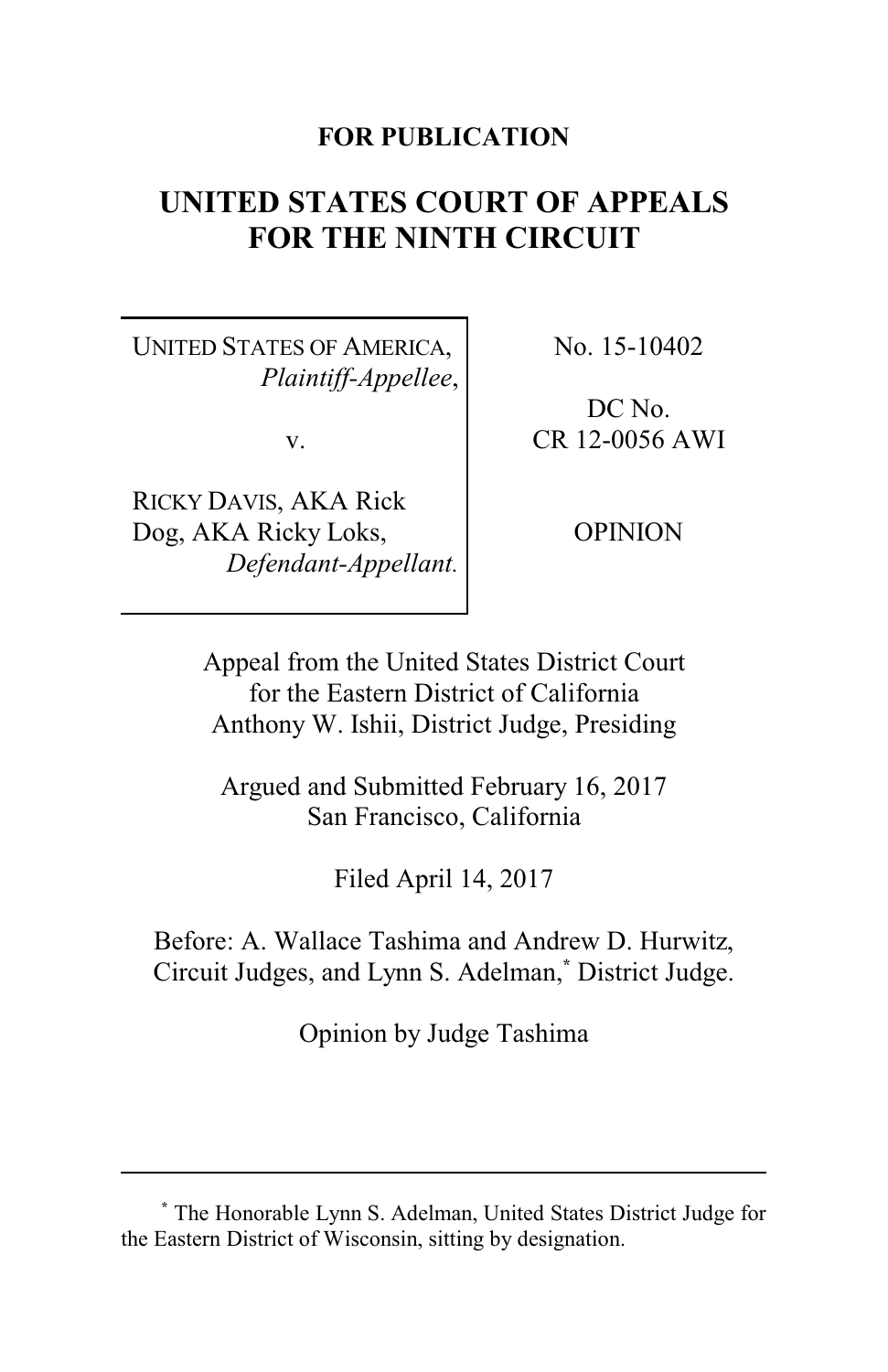**FOR PUBLICATION**

# UNITED STATES COURT OF APPEALS FOR THE NINTH CIRCUIT

| | |
|---|---|
| UNITED STATES OF AMERICA, *Plaintiff-Appellee*, v. RICKY DAVIS, AKA Rick Dog, AKA Ricky Loks, *Defendant-Appellant.* | No. 15-10402 DC No. CR 12-0056 AWI OPINION |

Appeal from the United States District Court for the Eastern District of California
Anthony W. Ishii, District Judge, Presiding

Argued and Submitted February 16, 2017
San Francisco, California

Filed April 14, 2017

Before: A. Wallace Tashima and Andrew D. Hurwitz, Circuit Judges, and Lynn S. Adelman,[*] District Judge.

Opinion by Judge Tashima

---

[*] The Honorable Lynn S. Adelman, United States District Judge for the Eastern District of Wisconsin, sitting by designation.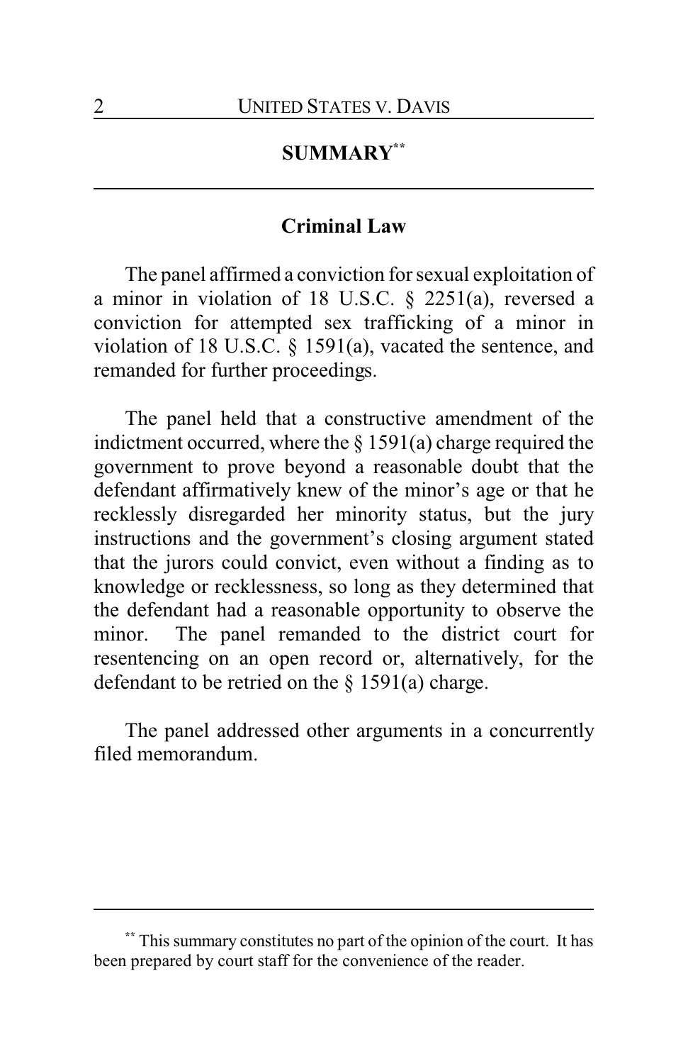## SUMMARY[**]

### Criminal Law

The panel affirmed a conviction for sexual exploitation of a minor in violation of 18 U.S.C. § 2251(a), reversed a conviction for attempted sex trafficking of a minor in violation of 18 U.S.C. § 1591(a), vacated the sentence, and remanded for further proceedings.

The panel held that a constructive amendment of the indictment occurred, where the § 1591(a) charge required the government to prove beyond a reasonable doubt that the defendant affirmatively knew of the minor's age or that he recklessly disregarded her minority status, but the jury instructions and the government's closing argument stated that the jurors could convict, even without a finding as to knowledge or recklessness, so long as they determined that the defendant had a reasonable opportunity to observe the minor. The panel remanded to the district court for resentencing on an open record or, alternatively, for the defendant to be retried on the § 1591(a) charge.

The panel addressed other arguments in a concurrently filed memorandum.

---

[**] This summary constitutes no part of the opinion of the court. It has been prepared by court staff for the convenience of the reader.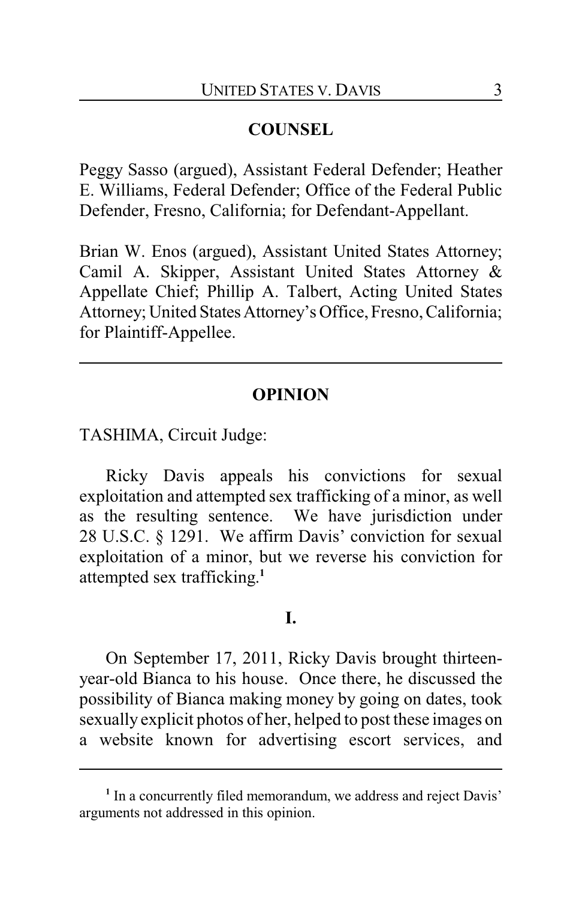## COUNSEL

Peggy Sasso (argued), Assistant Federal Defender; Heather E. Williams, Federal Defender; Office of the Federal Public Defender, Fresno, California; for Defendant-Appellant.

Brian W. Enos (argued), Assistant United States Attorney; Camil A. Skipper, Assistant United States Attorney & Appellate Chief; Phillip A. Talbert, Acting United States Attorney; United States Attorney's Office, Fresno, California; for Plaintiff-Appellee.

---

## OPINION

TASHIMA, Circuit Judge:

Ricky Davis appeals his convictions for sexual exploitation and attempted sex trafficking of a minor, as well as the resulting sentence. We have jurisdiction under 28 U.S.C. § 1291. We affirm Davis' conviction for sexual exploitation of a minor, but we reverse his conviction for attempted sex trafficking.[1]

### I.

On September 17, 2011, Ricky Davis brought thirteen-year-old Bianca to his house. Once there, he discussed the possibility of Bianca making money by going on dates, took sexually explicit photos of her, helped to post these images on a website known for advertising escort services, and

---

[1] In a concurrently filed memorandum, we address and reject Davis' arguments not addressed in this opinion.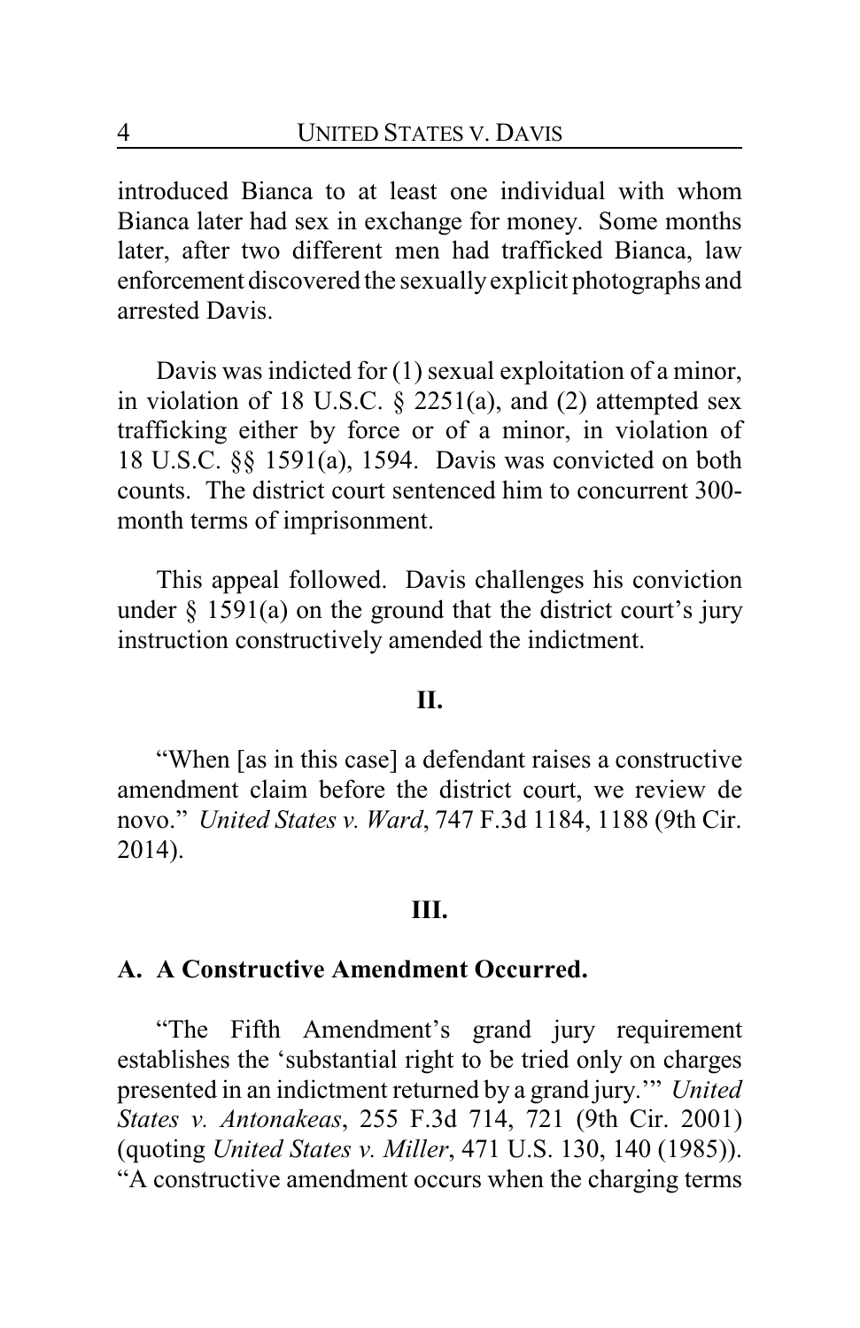introduced Bianca to at least one individual with whom Bianca later had sex in exchange for money. Some months later, after two different men had trafficked Bianca, law enforcement discovered the sexually explicit photographs and arrested Davis.

Davis was indicted for (1) sexual exploitation of a minor, in violation of 18 U.S.C. § 2251(a), and (2) attempted sex trafficking either by force or of a minor, in violation of 18 U.S.C. §§ 1591(a), 1594. Davis was convicted on both counts. The district court sentenced him to concurrent 300-month terms of imprisonment.

This appeal followed. Davis challenges his conviction under § 1591(a) on the ground that the district court's jury instruction constructively amended the indictment.

## II.

"When [as in this case] a defendant raises a constructive amendment claim before the district court, we review de novo." *United States v. Ward*, 747 F.3d 1184, 1188 (9th Cir. 2014).

## III.

### A. A Constructive Amendment Occurred.

"The Fifth Amendment's grand jury requirement establishes the 'substantial right to be tried only on charges presented in an indictment returned by a grand jury.'" *United States v. Antonakeas*, 255 F.3d 714, 721 (9th Cir. 2001) (quoting *United States v. Miller*, 471 U.S. 130, 140 (1985)). "A constructive amendment occurs when the charging terms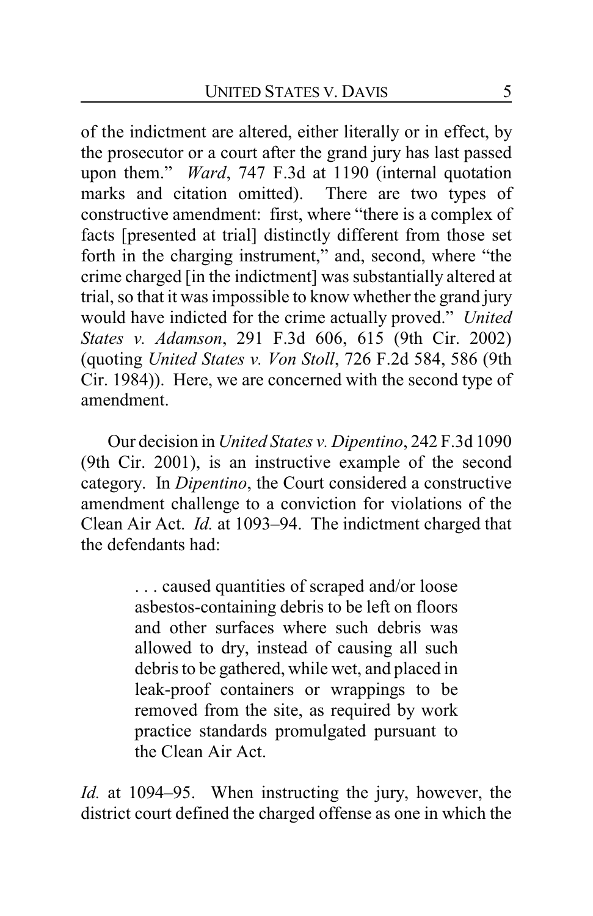of the indictment are altered, either literally or in effect, by the prosecutor or a court after the grand jury has last passed upon them." *Ward*, 747 F.3d at 1190 (internal quotation marks and citation omitted). There are two types of constructive amendment: first, where "there is a complex of facts [presented at trial] distinctly different from those set forth in the charging instrument," and, second, where "the crime charged [in the indictment] was substantially altered at trial, so that it was impossible to know whether the grand jury would have indicted for the crime actually proved." *United States v. Adamson*, 291 F.3d 606, 615 (9th Cir. 2002) (quoting *United States v. Von Stoll*, 726 F.2d 584, 586 (9th Cir. 1984)). Here, we are concerned with the second type of amendment.

Our decision in *United States v. Dipentino*, 242 F.3d 1090 (9th Cir. 2001), is an instructive example of the second category. In *Dipentino*, the Court considered a constructive amendment challenge to a conviction for violations of the Clean Air Act. *Id.* at 1093–94. The indictment charged that the defendants had:

> . . . caused quantities of scraped and/or loose asbestos-containing debris to be left on floors and other surfaces where such debris was allowed to dry, instead of causing all such debris to be gathered, while wet, and placed in leak-proof containers or wrappings to be removed from the site, as required by work practice standards promulgated pursuant to the Clean Air Act.

*Id.* at 1094–95. When instructing the jury, however, the district court defined the charged offense as one in which the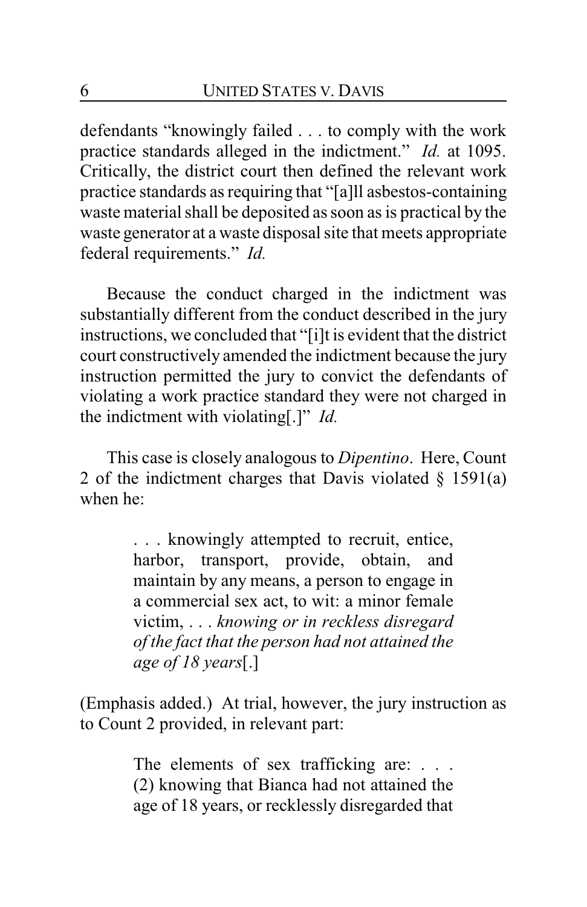defendants "knowingly failed . . . to comply with the work practice standards alleged in the indictment." *Id.* at 1095. Critically, the district court then defined the relevant work practice standards as requiring that "[a]ll asbestos-containing waste material shall be deposited as soon as is practical by the waste generator at a waste disposal site that meets appropriate federal requirements." *Id.*

Because the conduct charged in the indictment was substantially different from the conduct described in the jury instructions, we concluded that "[i]t is evident that the district court constructively amended the indictment because the jury instruction permitted the jury to convict the defendants of violating a work practice standard they were not charged in the indictment with violating[.]" *Id.*

This case is closely analogous to *Dipentino*. Here, Count 2 of the indictment charges that Davis violated § 1591(a) when he:

> . . . knowingly attempted to recruit, entice, harbor, transport, provide, obtain, and maintain by any means, a person to engage in a commercial sex act, to wit: a minor female victim, . . . *knowing or in reckless disregard of the fact that the person had not attained the age of 18 years*[.]

(Emphasis added.) At trial, however, the jury instruction as to Count 2 provided, in relevant part:

> The elements of sex trafficking are: . . . (2) knowing that Bianca had not attained the age of 18 years, or recklessly disregarded that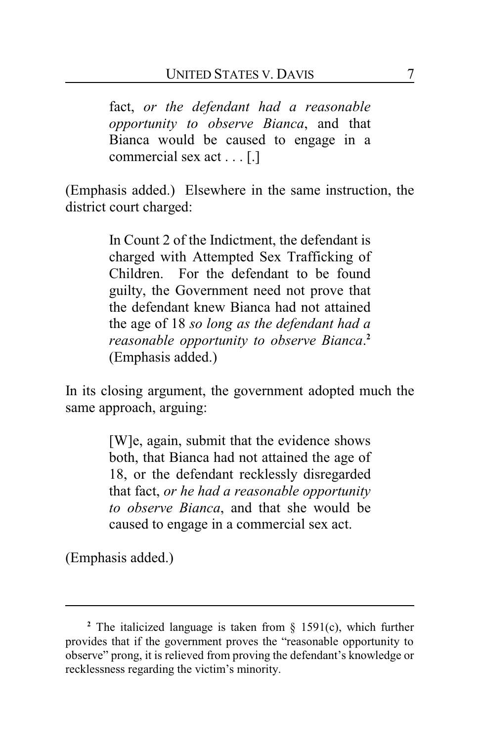> fact, *or the defendant had a reasonable opportunity to observe Bianca*, and that Bianca would be caused to engage in a commercial sex act . . . [.]

(Emphasis added.) Elsewhere in the same instruction, the district court charged:

> In Count 2 of the Indictment, the defendant is charged with Attempted Sex Trafficking of Children. For the defendant to be found guilty, the Government need not prove that the defendant knew Bianca had not attained the age of 18 *so long as the defendant had a reasonable opportunity to observe Bianca*.[2] (Emphasis added.)

In its closing argument, the government adopted much the same approach, arguing:

> [W]e, again, submit that the evidence shows both, that Bianca had not attained the age of 18, or the defendant recklessly disregarded that fact, *or he had a reasonable opportunity to observe Bianca*, and that she would be caused to engage in a commercial sex act.

(Emphasis added.)

---

[2] The italicized language is taken from § 1591(c), which further provides that if the government proves the "reasonable opportunity to observe" prong, it is relieved from proving the defendant's knowledge or recklessness regarding the victim's minority.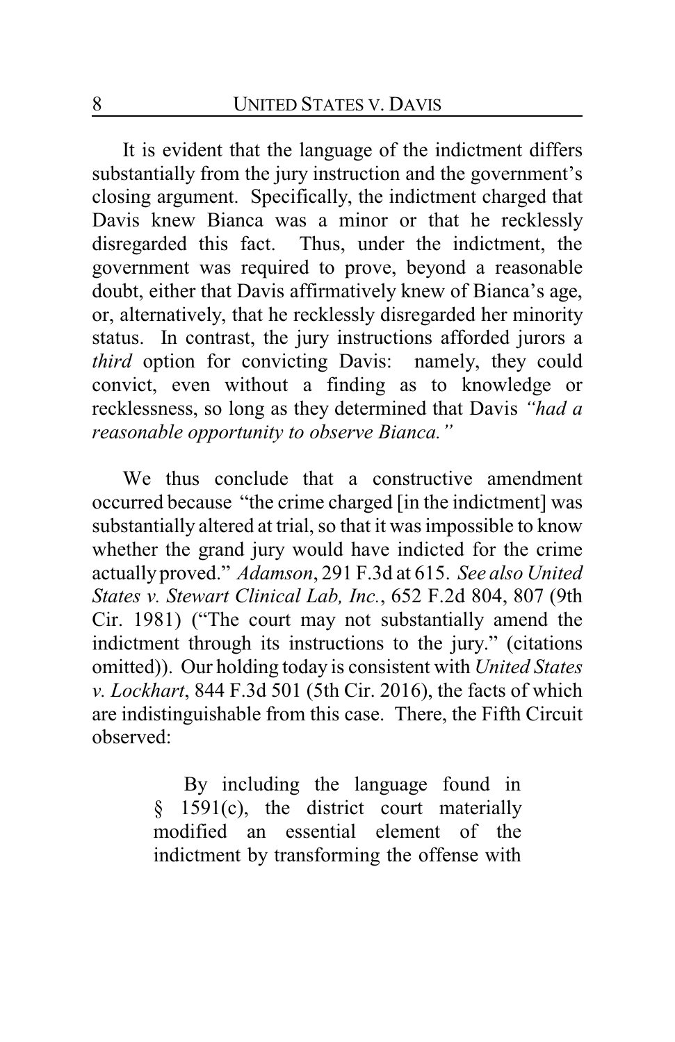It is evident that the language of the indictment differs substantially from the jury instruction and the government's closing argument. Specifically, the indictment charged that Davis knew Bianca was a minor or that he recklessly disregarded this fact. Thus, under the indictment, the government was required to prove, beyond a reasonable doubt, either that Davis affirmatively knew of Bianca's age, or, alternatively, that he recklessly disregarded her minority status. In contrast, the jury instructions afforded jurors a *third* option for convicting Davis: namely, they could convict, even without a finding as to knowledge or recklessness, so long as they determined that Davis *"had a reasonable opportunity to observe Bianca."*

We thus conclude that a constructive amendment occurred because "the crime charged [in the indictment] was substantially altered at trial, so that it was impossible to know whether the grand jury would have indicted for the crime actually proved." *Adamson*, 291 F.3d at 615. *See also United States v. Stewart Clinical Lab, Inc.*, 652 F.2d 804, 807 (9th Cir. 1981) ("The court may not substantially amend the indictment through its instructions to the jury." (citations omitted)). Our holding today is consistent with *United States v. Lockhart*, 844 F.3d 501 (5th Cir. 2016), the facts of which are indistinguishable from this case. There, the Fifth Circuit observed:

> By including the language found in § 1591(c), the district court materially modified an essential element of the indictment by transforming the offense with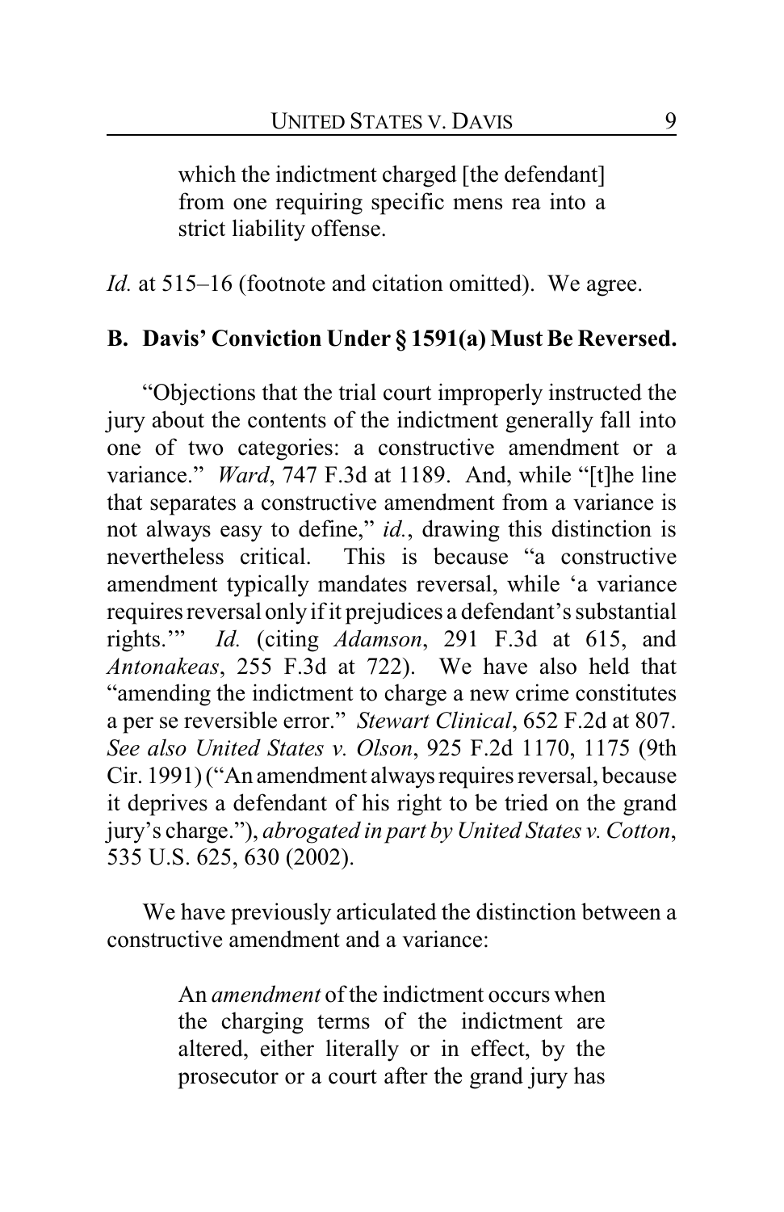> which the indictment charged [the defendant] from one requiring specific mens rea into a strict liability offense.

*Id.* at 515–16 (footnote and citation omitted). We agree.

**B. Davis' Conviction Under § 1591(a) Must Be Reversed.**

"Objections that the trial court improperly instructed the jury about the contents of the indictment generally fall into one of two categories: a constructive amendment or a variance." *Ward*, 747 F.3d at 1189. And, while "[t]he line that separates a constructive amendment from a variance is not always easy to define," *id.*, drawing this distinction is nevertheless critical. This is because "a constructive amendment typically mandates reversal, while 'a variance requires reversal only if it prejudices a defendant's substantial rights.'" *Id.* (citing *Adamson*, 291 F.3d at 615, and *Antonakeas*, 255 F.3d at 722). We have also held that "amending the indictment to charge a new crime constitutes a per se reversible error." *Stewart Clinical*, 652 F.2d at 807. *See also United States v. Olson*, 925 F.2d 1170, 1175 (9th Cir. 1991) ("An amendment always requires reversal, because it deprives a defendant of his right to be tried on the grand jury's charge."), *abrogated in part by United States v. Cotton*, 535 U.S. 625, 630 (2002).

We have previously articulated the distinction between a constructive amendment and a variance:

> An *amendment* of the indictment occurs when the charging terms of the indictment are altered, either literally or in effect, by the prosecutor or a court after the grand jury has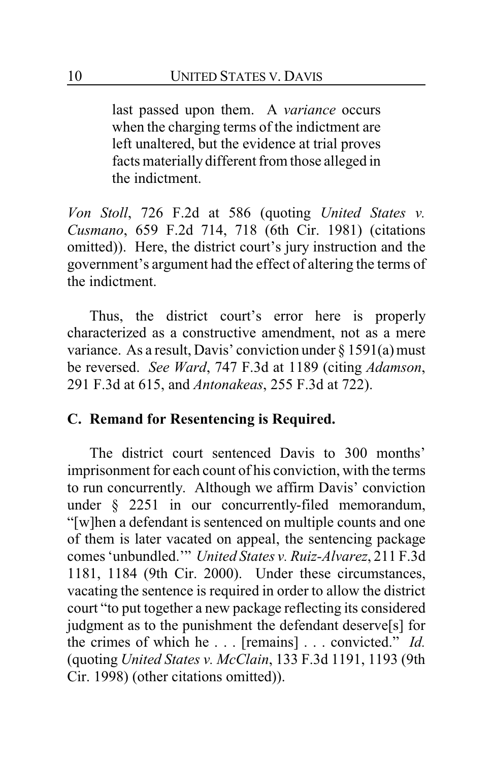> last passed upon them. A *variance* occurs when the charging terms of the indictment are left unaltered, but the evidence at trial proves facts materially different from those alleged in the indictment.

*Von Stoll*, 726 F.2d at 586 (quoting *United States v. Cusmano*, 659 F.2d 714, 718 (6th Cir. 1981) (citations omitted)). Here, the district court's jury instruction and the government's argument had the effect of altering the terms of the indictment.

Thus, the district court's error here is properly characterized as a constructive amendment, not as a mere variance. As a result, Davis' conviction under § 1591(a) must be reversed. *See Ward*, 747 F.3d at 1189 (citing *Adamson*, 291 F.3d at 615, and *Antonakeas*, 255 F.3d at 722).

### C. Remand for Resentencing is Required.

The district court sentenced Davis to 300 months' imprisonment for each count of his conviction, with the terms to run concurrently. Although we affirm Davis' conviction under § 2251 in our concurrently-filed memorandum, "[w]hen a defendant is sentenced on multiple counts and one of them is later vacated on appeal, the sentencing package comes 'unbundled.'" *United States v. Ruiz-Alvarez*, 211 F.3d 1181, 1184 (9th Cir. 2000). Under these circumstances, vacating the sentence is required in order to allow the district court "to put together a new package reflecting its considered judgment as to the punishment the defendant deserve[s] for the crimes of which he . . . [remains] . . . convicted." *Id.* (quoting *United States v. McClain*, 133 F.3d 1191, 1193 (9th Cir. 1998) (other citations omitted)).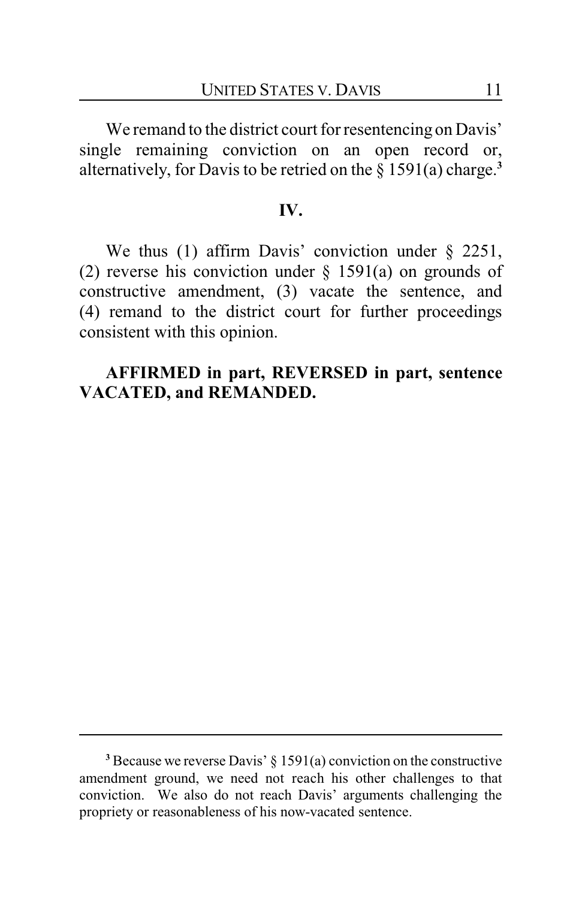We remand to the district court for resentencing on Davis' single remaining conviction on an open record or, alternatively, for Davis to be retried on the § 1591(a) charge.[3]

## IV.

We thus (1) affirm Davis' conviction under § 2251, (2) reverse his conviction under § 1591(a) on grounds of constructive amendment, (3) vacate the sentence, and (4) remand to the district court for further proceedings consistent with this opinion.

**AFFIRMED in part, REVERSED in part, sentence VACATED, and REMANDED.**

---

[3] Because we reverse Davis' § 1591(a) conviction on the constructive amendment ground, we need not reach his other challenges to that conviction. We also do not reach Davis' arguments challenging the propriety or reasonableness of his now-vacated sentence.